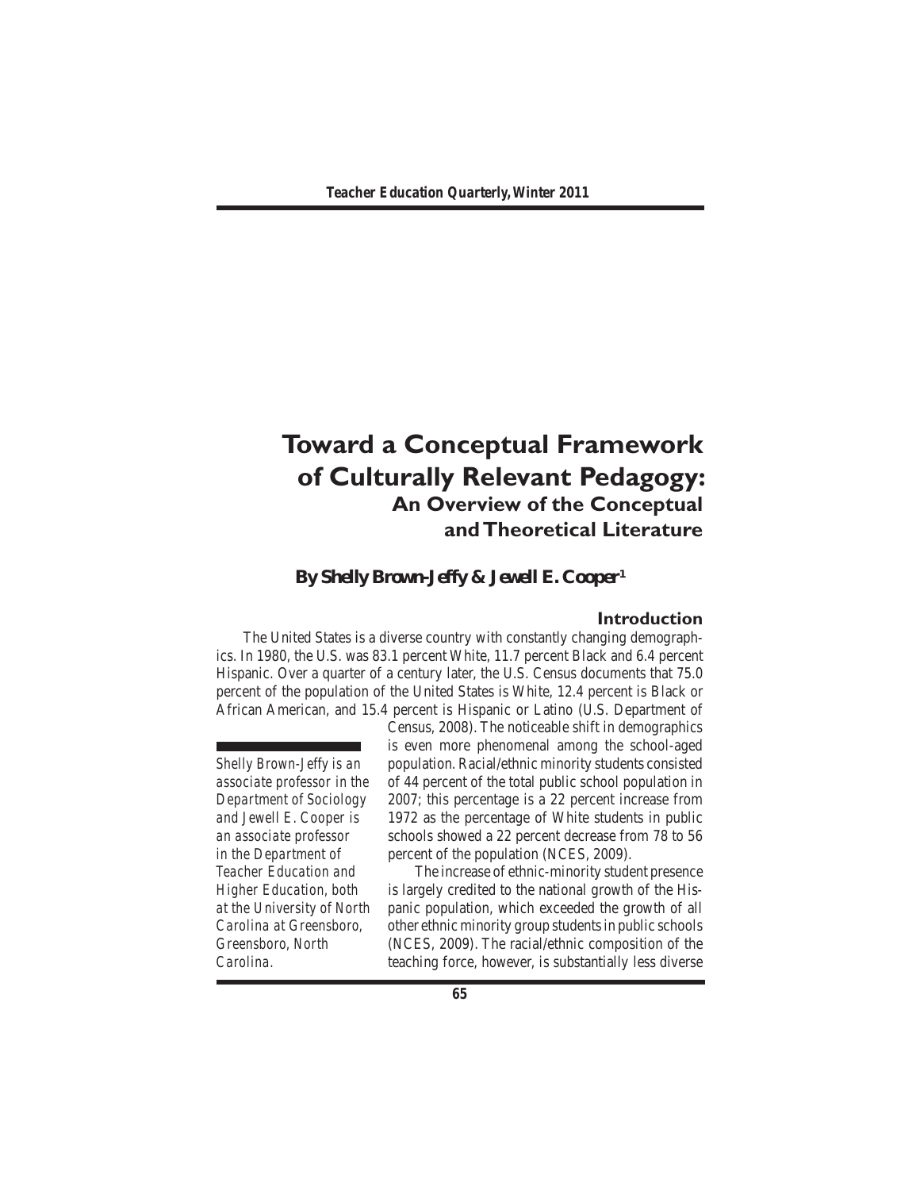# Toward a Conceptual Framework of Culturally Relevant Pedagogy:
## An Overview of the Conceptual and Theoretical Literature

**By Shelly Brown-Jeffy & Jewell E. Cooper[1]**

*Shelly Brown-Jeffy is an associate professor in the Department of Sociology and Jewell E. Cooper is an associate professor in the Department of Teacher Education and Higher Education, both at the University of North Carolina at Greensboro, Greensboro, North Carolina.*

### Introduction

The United States is a diverse country with constantly changing demographics. In 1980, the U.S. was 83.1 percent White, 11.7 percent Black and 6.4 percent Hispanic. Over a quarter of a century later, the U.S. Census documents that 75.0 percent of the population of the United States is White, 12.4 percent is Black or African American, and 15.4 percent is Hispanic or Latino (U.S. Department of Census, 2008). The noticeable shift in demographics is even more phenomenal among the school-aged population. Racial/ethnic minority students consisted of 44 percent of the total public school population in 2007; this percentage is a 22 percent increase from 1972 as the percentage of White students in public schools showed a 22 percent decrease from 78 to 56 percent of the population (NCES, 2009).

The increase of ethnic-minority student presence is largely credited to the national growth of the Hispanic population, which exceeded the growth of all other ethnic minority group students in public schools (NCES, 2009). The racial/ethnic composition of the teaching force, however, is substantially less diverse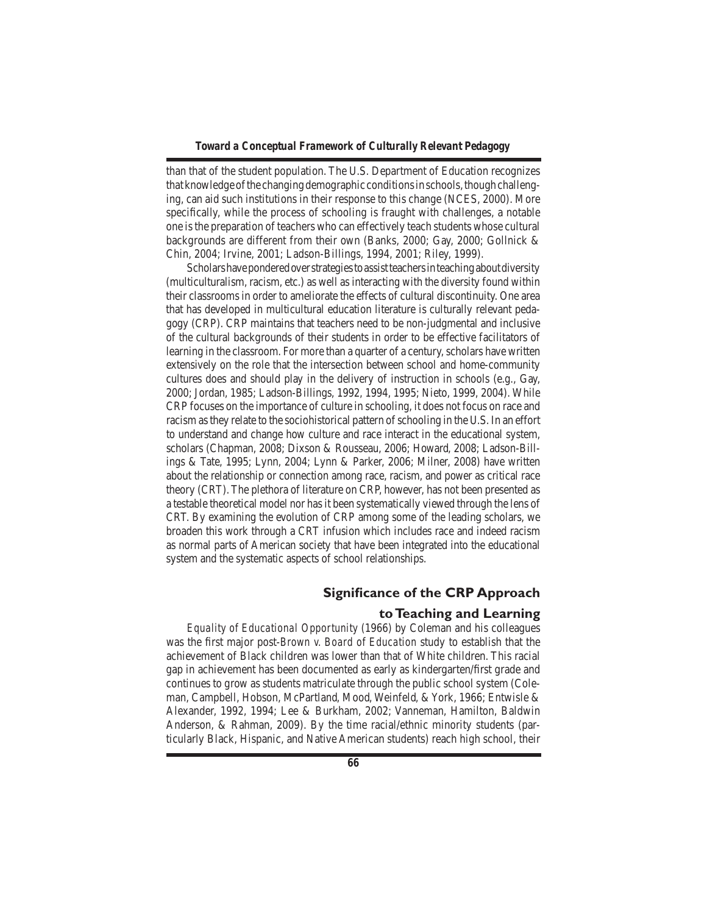than that of the student population. The U.S. Department of Education recognizes that knowledge of the changing demographic conditions in schools, though challenging, can aid such institutions in their response to this change (NCES, 2000). More specifically, while the process of schooling is fraught with challenges, a notable one is the preparation of teachers who can effectively teach students whose cultural backgrounds are different from their own (Banks, 2000; Gay, 2000; Gollnick & Chin, 2004; Irvine, 2001; Ladson-Billings, 1994, 2001; Riley, 1999).

Scholars have pondered over strategies to assist teachers in teaching about diversity (multiculturalism, racism, etc.) as well as interacting with the diversity found within their classrooms in order to ameliorate the effects of cultural discontinuity. One area that has developed in multicultural education literature is culturally relevant pedagogy (CRP). CRP maintains that teachers need to be non-judgmental and inclusive of the cultural backgrounds of their students in order to be effective facilitators of learning in the classroom. For more than a quarter of a century, scholars have written extensively on the role that the intersection between school and home-community cultures does and should play in the delivery of instruction in schools (e.g., Gay, 2000; Jordan, 1985; Ladson-Billings, 1992, 1994, 1995; Nieto, 1999, 2004). While CRP focuses on the importance of culture in schooling, it does not focus on race and racism as they relate to the sociohistorical pattern of schooling in the U.S. In an effort to understand and change how culture and race interact in the educational system, scholars (Chapman, 2008; Dixson & Rousseau, 2006; Howard, 2008; Ladson-Billings & Tate, 1995; Lynn, 2004; Lynn & Parker, 2006; Milner, 2008) have written about the relationship or connection among race, racism, and power as critical race theory (CRT). The plethora of literature on CRP, however, has not been presented as a testable theoretical model nor has it been systematically viewed through the lens of CRT. By examining the evolution of CRP among some of the leading scholars, we broaden this work through a CRT infusion which includes race and indeed racism as normal parts of American society that have been integrated into the educational system and the systematic aspects of school relationships.

## Significance of the CRP Approach to Teaching and Learning

*Equality of Educational Opportunity* (1966) by Coleman and his colleagues was the first major post-*Brown v. Board of Education* study to establish that the achievement of Black children was lower than that of White children. This racial gap in achievement has been documented as early as kindergarten/first grade and continues to grow as students matriculate through the public school system (Coleman, Campbell, Hobson, McPartland, Mood, Weinfeld, & York, 1966; Entwisle & Alexander, 1992, 1994; Lee & Burkham, 2002; Vanneman, Hamilton, Baldwin Anderson, & Rahman, 2009). By the time racial/ethnic minority students (particularly Black, Hispanic, and Native American students) reach high school, their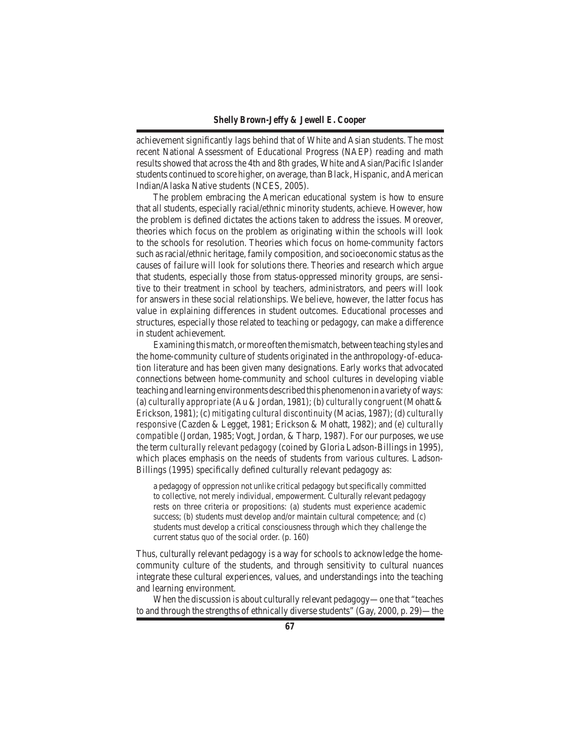achievement significantly lags behind that of White and Asian students. The most recent National Assessment of Educational Progress (NAEP) reading and math results showed that across the 4th and 8th grades, White and Asian/Pacific Islander students continued to score higher, on average, than Black, Hispanic, and American Indian/Alaska Native students (NCES, 2005).

The problem embracing the American educational system is how to ensure that all students, especially racial/ethnic minority students, achieve. However, how the problem is defined dictates the actions taken to address the issues. Moreover, theories which focus on the problem as originating within the schools will look to the schools for resolution. Theories which focus on home-community factors such as racial/ethnic heritage, family composition, and socioeconomic status as the causes of failure will look for solutions there. Theories and research which argue that students, especially those from status-oppressed minority groups, are sensitive to their treatment in school by teachers, administrators, and peers will look for answers in these social relationships. We believe, however, the latter focus has value in explaining differences in student outcomes. Educational processes and structures, especially those related to teaching or pedagogy, can make a difference in student achievement.

Examining this match, or more often the mismatch, between teaching styles and the home-community culture of students originated in the anthropology-of-education literature and has been given many designations. Early works that advocated connections between home-community and school cultures in developing viable teaching and learning environments described this phenomenon in a variety of ways: (a) *culturally appropriate* (Au & Jordan, 1981); (b) *culturally congruent* (Mohatt & Erickson, 1981); (c) *mitigating cultural discontinuity* (Macias, 1987); (d) *culturally responsive* (Cazden & Legget, 1981; Erickson & Mohatt, 1982); and (e) *culturally compatible* (Jordan, 1985; Vogt, Jordan, & Tharp, 1987). For our purposes, we use the term *culturally relevant pedagogy* (coined by Gloria Ladson-Billings in 1995), which places emphasis on the needs of students from various cultures. Ladson-Billings (1995) specifically defined culturally relevant pedagogy as:

> a pedagogy of oppression not unlike critical pedagogy but specifically committed to collective, not merely individual, empowerment. Culturally relevant pedagogy rests on three criteria or propositions: (a) students must experience academic success; (b) students must develop and/or maintain cultural competence; and (c) students must develop a critical consciousness through which they challenge the current status quo of the social order. (p. 160)

Thus, culturally relevant pedagogy is a way for schools to acknowledge the home-community culture of the students, and through sensitivity to cultural nuances integrate these cultural experiences, values, and understandings into the teaching and learning environment.

When the discussion is about culturally relevant pedagogy—one that "teaches to and through the strengths of ethnically diverse students" (Gay, 2000, p. 29)—the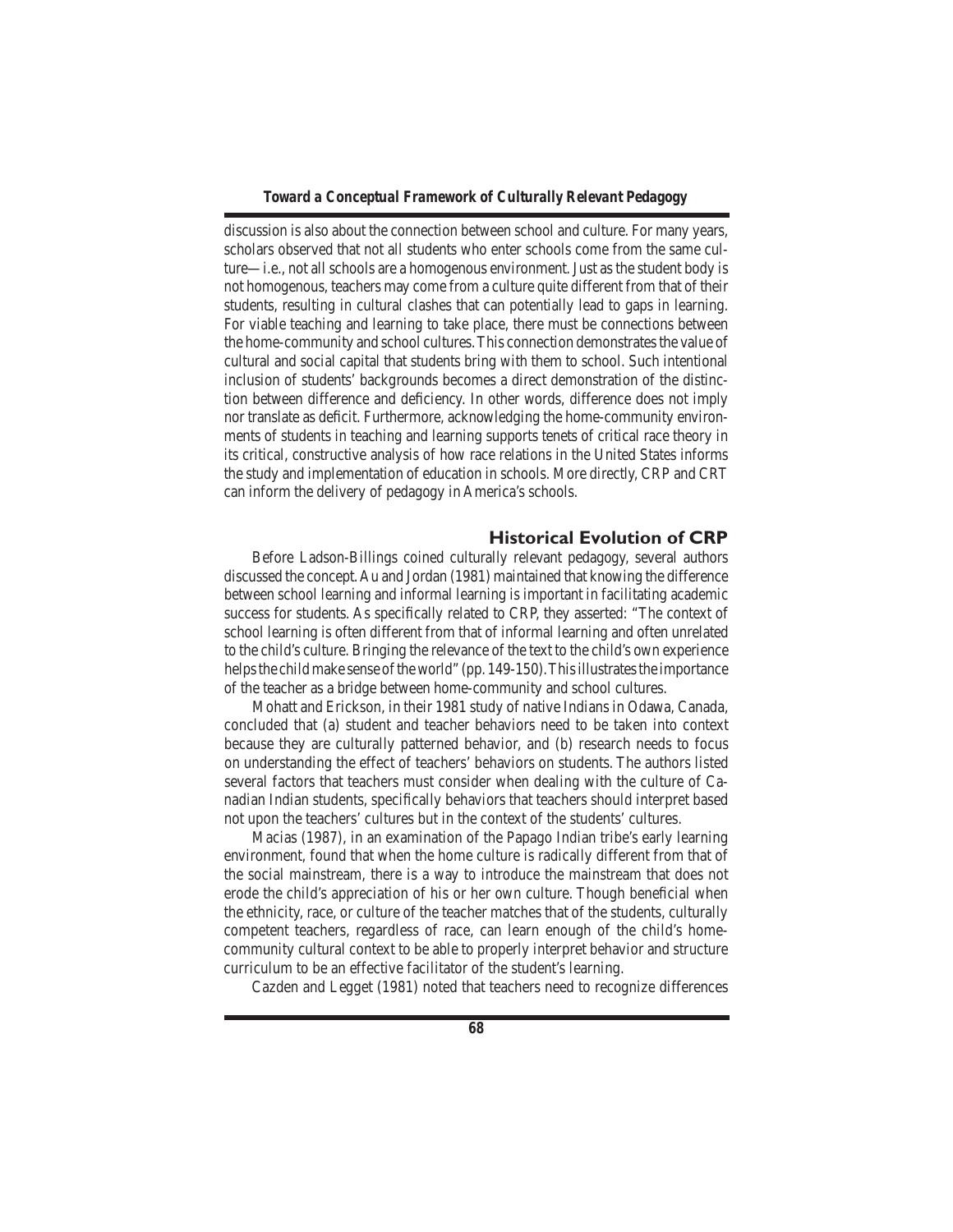discussion is also about the connection between school and culture. For many years, scholars observed that not all students who enter schools come from the same culture—i.e., not all schools are a homogenous environment. Just as the student body is not homogenous, teachers may come from a culture quite different from that of their students, resulting in cultural clashes that can potentially lead to gaps in learning. For viable teaching and learning to take place, there must be connections between the home-community and school cultures. This connection demonstrates the value of cultural and social capital that students bring with them to school. Such intentional inclusion of students' backgrounds becomes a direct demonstration of the distinction between difference and deficiency. In other words, difference does not imply nor translate as deficit. Furthermore, acknowledging the home-community environments of students in teaching and learning supports tenets of critical race theory in its critical, constructive analysis of how race relations in the United States informs the study and implementation of education in schools. More directly, CRP and CRT can inform the delivery of pedagogy in America's schools.

## Historical Evolution of CRP

Before Ladson-Billings coined culturally relevant pedagogy, several authors discussed the concept. Au and Jordan (1981) maintained that knowing the difference between school learning and informal learning is important in facilitating academic success for students. As specifically related to CRP, they asserted: "The context of school learning is often different from that of informal learning and often unrelated to the child's culture. Bringing the relevance of the text to the child's own experience helps the child make sense of the world" (pp. 149-150). This illustrates the importance of the teacher as a bridge between home-community and school cultures.

Mohatt and Erickson, in their 1981 study of native Indians in Odawa, Canada, concluded that (a) student and teacher behaviors need to be taken into context because they are culturally patterned behavior, and (b) research needs to focus on understanding the effect of teachers' behaviors on students. The authors listed several factors that teachers must consider when dealing with the culture of Canadian Indian students, specifically behaviors that teachers should interpret based not upon the teachers' cultures but in the context of the students' cultures.

Macias (1987), in an examination of the Papago Indian tribe's early learning environment, found that when the home culture is radically different from that of the social mainstream, there is a way to introduce the mainstream that does not erode the child's appreciation of his or her own culture. Though beneficial when the ethnicity, race, or culture of the teacher matches that of the students, culturally competent teachers, regardless of race, can learn enough of the child's home-community cultural context to be able to properly interpret behavior and structure curriculum to be an effective facilitator of the student's learning.

Cazden and Legget (1981) noted that teachers need to recognize differences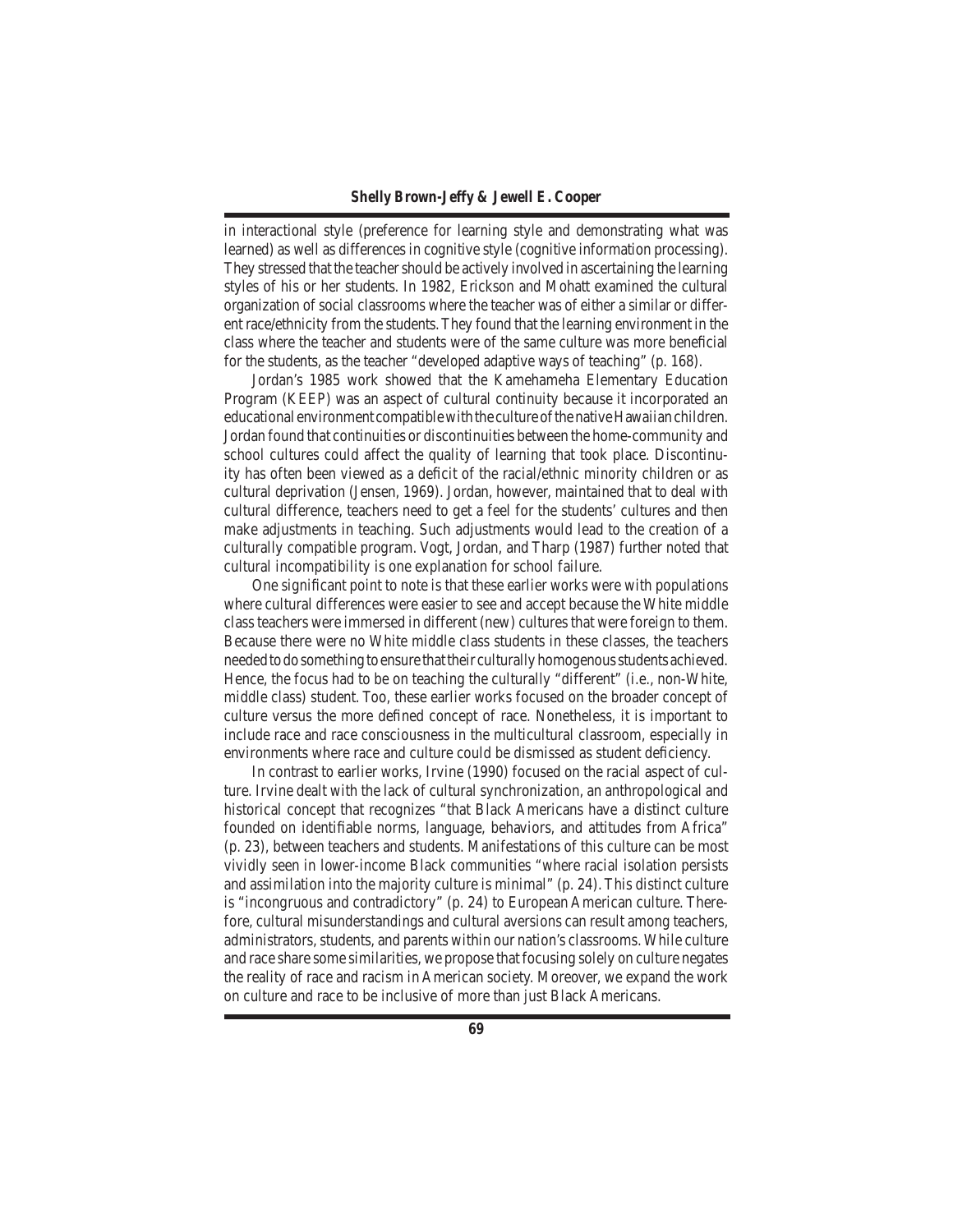in interactional style (preference for learning style and demonstrating what was learned) as well as differences in cognitive style (cognitive information processing). They stressed that the teacher should be actively involved in ascertaining the learning styles of his or her students. In 1982, Erickson and Mohatt examined the cultural organization of social classrooms where the teacher was of either a similar or different race/ethnicity from the students. They found that the learning environment in the class where the teacher and students were of the same culture was more beneficial for the students, as the teacher "developed adaptive ways of teaching" (p. 168).

Jordan's 1985 work showed that the Kamehameha Elementary Education Program (KEEP) was an aspect of cultural continuity because it incorporated an educational environment compatible with the culture of the native Hawaiian children. Jordan found that continuities or discontinuities between the home-community and school cultures could affect the quality of learning that took place. Discontinuity has often been viewed as a deficit of the racial/ethnic minority children or as cultural deprivation (Jensen, 1969). Jordan, however, maintained that to deal with cultural difference, teachers need to get a feel for the students' cultures and then make adjustments in teaching. Such adjustments would lead to the creation of a culturally compatible program. Vogt, Jordan, and Tharp (1987) further noted that cultural incompatibility is one explanation for school failure.

One significant point to note is that these earlier works were with populations where cultural differences were easier to see and accept because the White middle class teachers were immersed in different (new) cultures that were foreign to them. Because there were no White middle class students in these classes, the teachers needed to do something to ensure that their culturally homogenous students achieved. Hence, the focus had to be on teaching the culturally "different" (i.e., non-White, middle class) student. Too, these earlier works focused on the broader concept of culture versus the more defined concept of race. Nonetheless, it is important to include race and race consciousness in the multicultural classroom, especially in environments where race and culture could be dismissed as student deficiency.

In contrast to earlier works, Irvine (1990) focused on the racial aspect of culture. Irvine dealt with the lack of cultural synchronization, an anthropological and historical concept that recognizes "that Black Americans have a distinct culture founded on identifiable norms, language, behaviors, and attitudes from Africa" (p. 23), between teachers and students. Manifestations of this culture can be most vividly seen in lower-income Black communities "where racial isolation persists and assimilation into the majority culture is minimal" (p. 24). This distinct culture is "incongruous and contradictory" (p. 24) to European American culture. Therefore, cultural misunderstandings and cultural aversions can result among teachers, administrators, students, and parents within our nation's classrooms. While culture and race share some similarities, we propose that focusing solely on culture negates the reality of race and racism in American society. Moreover, we expand the work on culture and race to be inclusive of more than just Black Americans.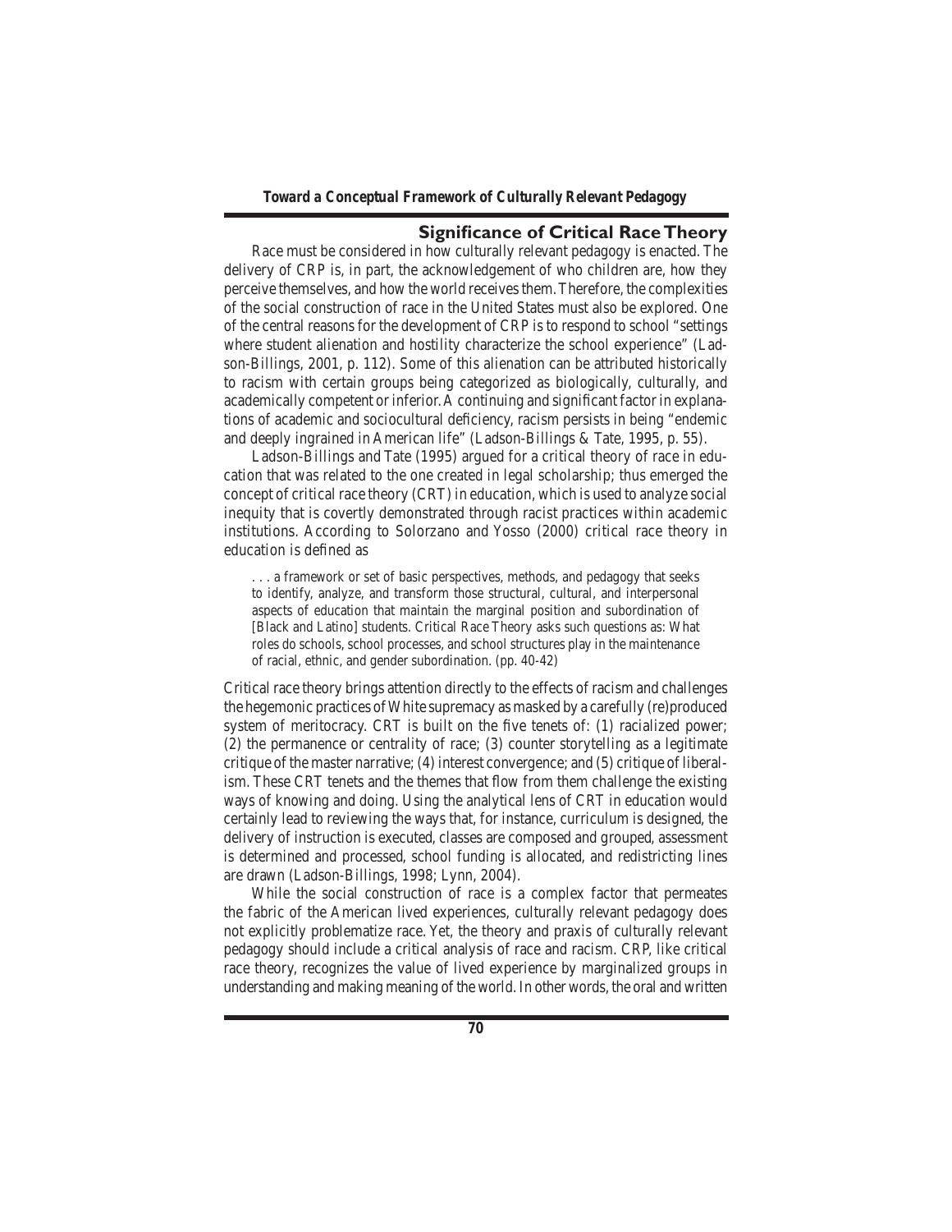## Significance of Critical Race Theory

Race must be considered in how culturally relevant pedagogy is enacted. The delivery of CRP is, in part, the acknowledgement of who children are, how they perceive themselves, and how the world receives them. Therefore, the complexities of the social construction of race in the United States must also be explored. One of the central reasons for the development of CRP is to respond to school "settings where student alienation and hostility characterize the school experience" (Ladson-Billings, 2001, p. 112). Some of this alienation can be attributed historically to racism with certain groups being categorized as biologically, culturally, and academically competent or inferior. A continuing and significant factor in explanations of academic and sociocultural deficiency, racism persists in being "endemic and deeply ingrained in American life" (Ladson-Billings & Tate, 1995, p. 55).

Ladson-Billings and Tate (1995) argued for a critical theory of race in education that was related to the one created in legal scholarship; thus emerged the concept of critical race theory (CRT) in education, which is used to analyze social inequity that is covertly demonstrated through racist practices within academic institutions. According to Solorzano and Yosso (2000) critical race theory in education is defined as

> . . . a framework or set of basic perspectives, methods, and pedagogy that seeks to identify, analyze, and transform those structural, cultural, and interpersonal aspects of education that maintain the marginal position and subordination of [Black and Latino] students. Critical Race Theory asks such questions as: What roles do schools, school processes, and school structures play in the maintenance of racial, ethnic, and gender subordination. (pp. 40-42)

Critical race theory brings attention directly to the effects of racism and challenges the hegemonic practices of White supremacy as masked by a carefully (re)produced system of meritocracy. CRT is built on the five tenets of: (1) racialized power; (2) the permanence or centrality of race; (3) counter storytelling as a legitimate critique of the master narrative; (4) interest convergence; and (5) critique of liberalism. These CRT tenets and the themes that flow from them challenge the existing ways of knowing and doing. Using the analytical lens of CRT in education would certainly lead to reviewing the ways that, for instance, curriculum is designed, the delivery of instruction is executed, classes are composed and grouped, assessment is determined and processed, school funding is allocated, and redistricting lines are drawn (Ladson-Billings, 1998; Lynn, 2004).

While the social construction of race is a complex factor that permeates the fabric of the American lived experiences, culturally relevant pedagogy does not explicitly problematize race. Yet, the theory and praxis of culturally relevant pedagogy should include a critical analysis of race and racism. CRP, like critical race theory, recognizes the value of lived experience by marginalized groups in understanding and making meaning of the world. In other words, the oral and written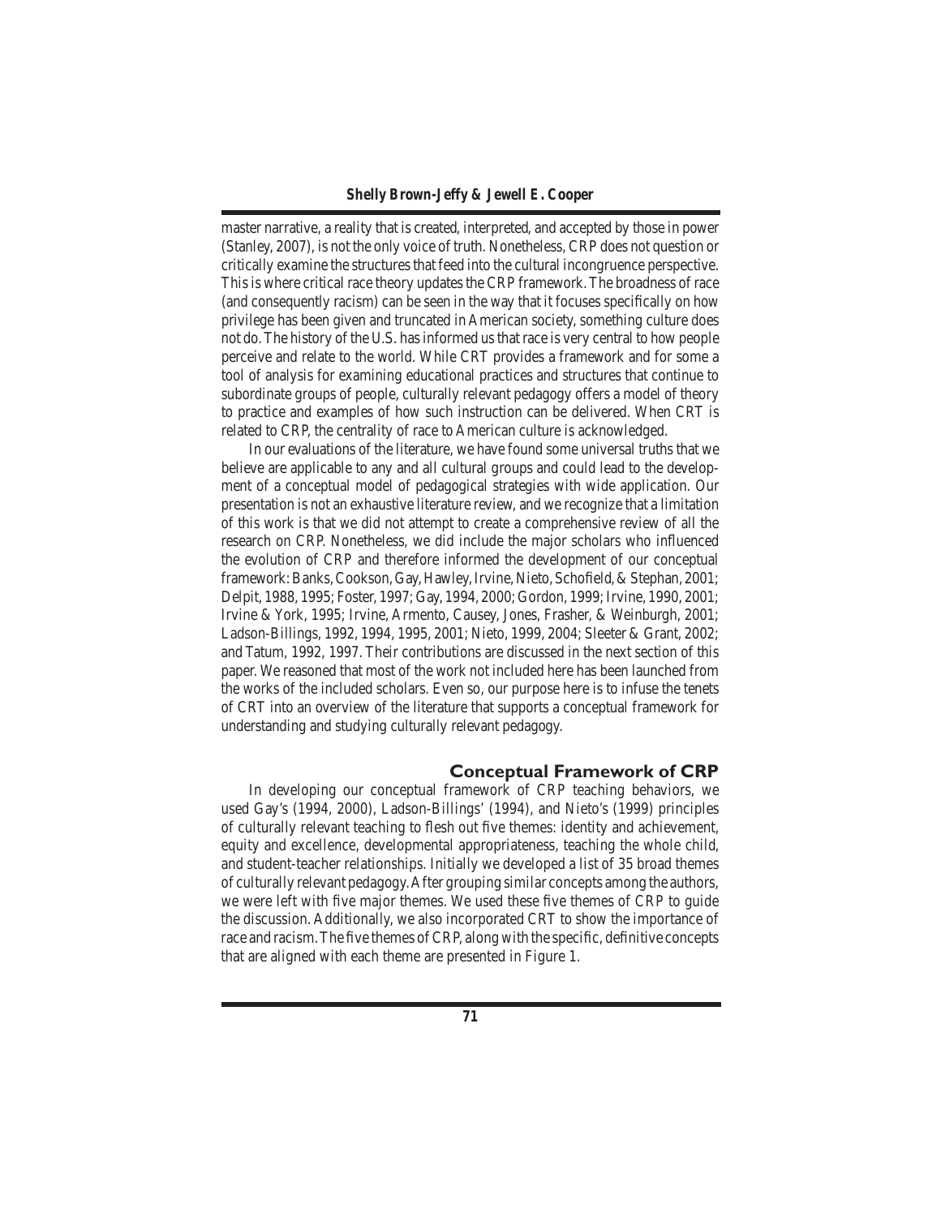master narrative, a reality that is created, interpreted, and accepted by those in power (Stanley, 2007), is not the only voice of truth. Nonetheless, CRP does not question or critically examine the structures that feed into the cultural incongruence perspective. This is where critical race theory updates the CRP framework. The broadness of race (and consequently racism) can be seen in the way that it focuses specifically on how privilege has been given and truncated in American society, something culture does not do. The history of the U.S. has informed us that race is very central to how people perceive and relate to the world. While CRT provides a framework and for some a tool of analysis for examining educational practices and structures that continue to subordinate groups of people, culturally relevant pedagogy offers a model of theory to practice and examples of how such instruction can be delivered. When CRT is related to CRP, the centrality of race to American culture is acknowledged.

In our evaluations of the literature, we have found some universal truths that we believe are applicable to any and all cultural groups and could lead to the development of a conceptual model of pedagogical strategies with wide application. Our presentation is not an exhaustive literature review, and we recognize that a limitation of this work is that we did not attempt to create a comprehensive review of all the research on CRP. Nonetheless, we did include the major scholars who influenced the evolution of CRP and therefore informed the development of our conceptual framework: Banks, Cookson, Gay, Hawley, Irvine, Nieto, Schofield, & Stephan, 2001; Delpit, 1988, 1995; Foster, 1997; Gay, 1994, 2000; Gordon, 1999; Irvine, 1990, 2001; Irvine & York, 1995; Irvine, Armento, Causey, Jones, Frasher, & Weinburgh, 2001; Ladson-Billings, 1992, 1994, 1995, 2001; Nieto, 1999, 2004; Sleeter & Grant, 2002; and Tatum, 1992, 1997. Their contributions are discussed in the next section of this paper. We reasoned that most of the work not included here has been launched from the works of the included scholars. Even so, our purpose here is to infuse the tenets of CRT into an overview of the literature that supports a conceptual framework for understanding and studying culturally relevant pedagogy.

## Conceptual Framework of CRP

In developing our conceptual framework of CRP teaching behaviors, we used Gay's (1994, 2000), Ladson-Billings' (1994), and Nieto's (1999) principles of culturally relevant teaching to flesh out five themes: identity and achievement, equity and excellence, developmental appropriateness, teaching the whole child, and student-teacher relationships. Initially we developed a list of 35 broad themes of culturally relevant pedagogy. After grouping similar concepts among the authors, we were left with five major themes. We used these five themes of CRP to guide the discussion. Additionally, we also incorporated CRT to show the importance of race and racism. The five themes of CRP, along with the specific, definitive concepts that are aligned with each theme are presented in Figure 1.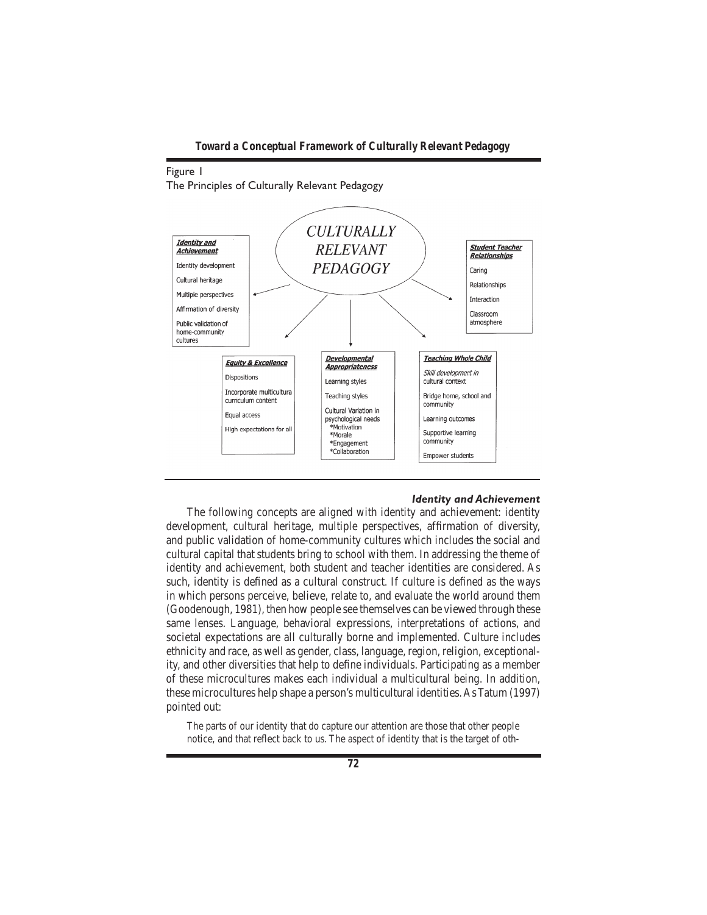Figure 1
The Principles of Culturally Relevant Pedagogy

**CULTURALLY RELEVANT PEDAGOGY**

**Identity and Achievement**
- Identity development
- Cultural heritage
- Multiple perspectives
- Affirmation of diversity
- Public validation of home-community cultures

**Student Teacher Relationships**
- Caring
- Relationships
- Interaction
- Classroom atmosphere

**Equity & Excellence**
- Dispositions
- Incorporate multicultura curriculum content
- Equal access
- High expectations for all

**Developmental Appropriateness**
- Learning styles
- Teaching styles
- Cultural Variation in psychological needs
  - *Motivation
  - *Morale
  - *Engagement
  - *Collaboration

**Teaching Whole Child**
- Skill development in cultural context
- Bridge home, school and community
- Learning outcomes
- Supportive learning community
- Empower students

### *Identity and Achievement*

The following concepts are aligned with identity and achievement: identity development, cultural heritage, multiple perspectives, affirmation of diversity, and public validation of home-community cultures which includes the social and cultural capital that students bring to school with them. In addressing the theme of identity and achievement, both student and teacher identities are considered. As such, identity is defined as a cultural construct. If culture is defined as the ways in which persons perceive, believe, relate to, and evaluate the world around them (Goodenough, 1981), then how people see themselves can be viewed through these same lenses. Language, behavioral expressions, interpretations of actions, and societal expectations are all culturally borne and implemented. Culture includes ethnicity and race, as well as gender, class, language, region, religion, exceptionality, and other diversities that help to define individuals. Participating as a member of these microcultures makes each individual a multicultural being. In addition, these microcultures help shape a person's multicultural identities. As Tatum (1997) pointed out:

> The parts of our identity that do capture our attention are those that other people notice, and that reflect back to us. The aspect of identity that is the target of oth-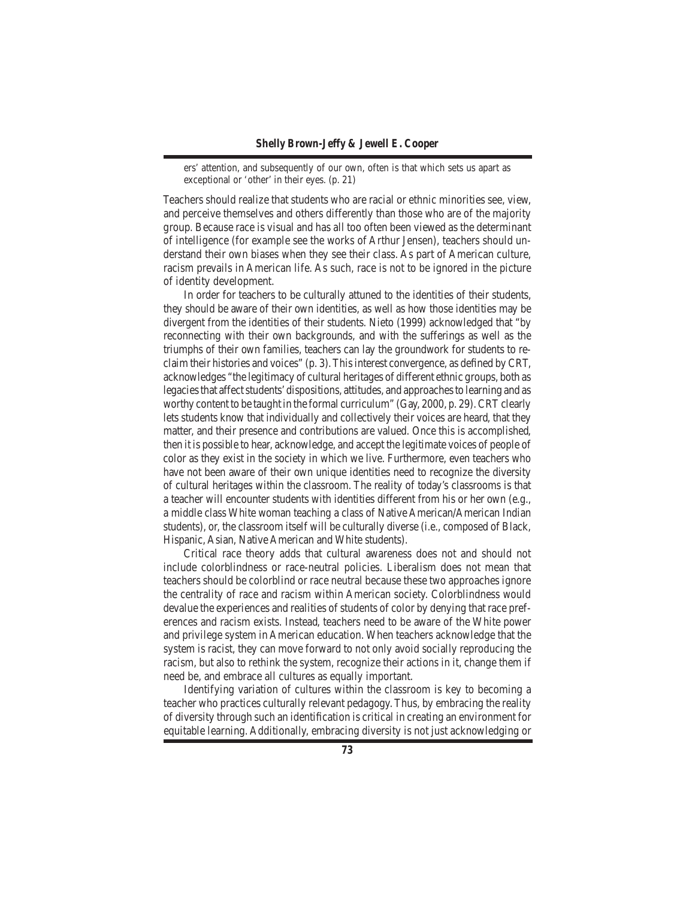ers' attention, and subsequently of our own, often is that which sets us apart as exceptional or 'other' in their eyes. (p. 21)

Teachers should realize that students who are racial or ethnic minorities see, view, and perceive themselves and others differently than those who are of the majority group. Because race is visual and has all too often been viewed as the determinant of intelligence (for example see the works of Arthur Jensen), teachers should understand their own biases when they see their class. As part of American culture, racism prevails in American life. As such, race is not to be ignored in the picture of identity development.

In order for teachers to be culturally attuned to the identities of their students, they should be aware of their own identities, as well as how those identities may be divergent from the identities of their students. Nieto (1999) acknowledged that "by reconnecting with their own backgrounds, and with the sufferings as well as the triumphs of their own families, teachers can lay the groundwork for students to reclaim their histories and voices" (p. 3). This interest convergence, as defined by CRT, acknowledges "the legitimacy of cultural heritages of different ethnic groups, both as legacies that affect students' dispositions, attitudes, and approaches to learning and as worthy content to be taught in the formal curriculum" (Gay, 2000, p. 29). CRT clearly lets students know that individually and collectively their voices are heard, that they matter, and their presence and contributions are valued. Once this is accomplished, then it is possible to hear, acknowledge, and accept the legitimate voices of people of color as they exist in the society in which we live. Furthermore, even teachers who have not been aware of their own unique identities need to recognize the diversity of cultural heritages within the classroom. The reality of today's classrooms is that a teacher will encounter students with identities different from his or her own (e.g., a middle class White woman teaching a class of Native American/American Indian students), or, the classroom itself will be culturally diverse (i.e., composed of Black, Hispanic, Asian, Native American and White students).

Critical race theory adds that cultural awareness does not and should not include colorblindness or race-neutral policies. Liberalism does not mean that teachers should be colorblind or race neutral because these two approaches ignore the centrality of race and racism within American society. Colorblindness would devalue the experiences and realities of students of color by denying that race preferences and racism exists. Instead, teachers need to be aware of the White power and privilege system in American education. When teachers acknowledge that the system is racist, they can move forward to not only avoid socially reproducing the racism, but also to rethink the system, recognize their actions in it, change them if need be, and embrace all cultures as equally important.

Identifying variation of cultures within the classroom is key to becoming a teacher who practices culturally relevant pedagogy. Thus, by embracing the reality of diversity through such an identification is critical in creating an environment for equitable learning. Additionally, embracing diversity is not just acknowledging or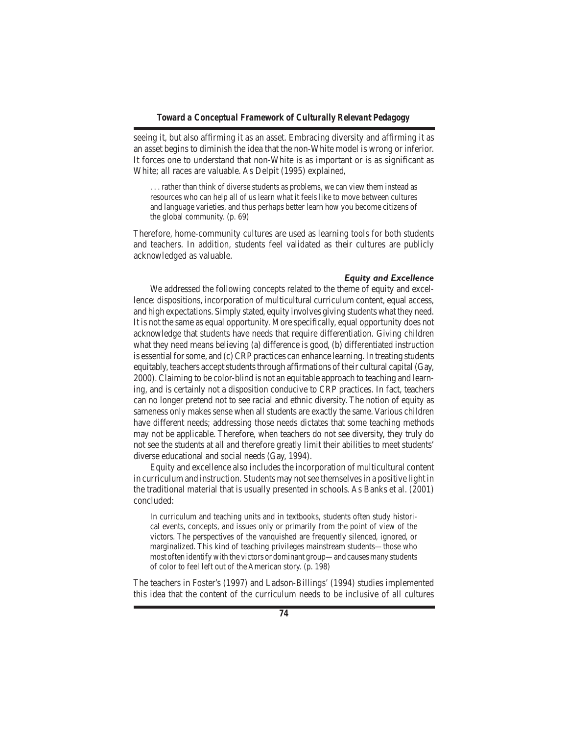seeing it, but also affirming it as an asset. Embracing diversity and affirming it as an asset begins to diminish the idea that the non-White model is wrong or inferior. It forces one to understand that non-White is as important or is as significant as White; all races are valuable. As Delpit (1995) explained,

> . . . rather than think of diverse students as problems, we can view them instead as resources who can help all of us learn what it feels like to move between cultures and language varieties, and thus perhaps better learn how you become citizens of the global community. (p. 69)

Therefore, home-community cultures are used as learning tools for both students and teachers. In addition, students feel validated as their cultures are publicly acknowledged as valuable.

### *Equity and Excellence*

We addressed the following concepts related to the theme of equity and excellence: dispositions, incorporation of multicultural curriculum content, equal access, and high expectations. Simply stated, equity involves giving students what they need. It is not the same as equal opportunity. More specifically, equal opportunity does not acknowledge that students have needs that require differentiation. Giving children what they need means believing (a) difference is good, (b) differentiated instruction is essential for some, and (c) CRP practices can enhance learning. In treating students equitably, teachers accept students through affirmations of their cultural capital (Gay, 2000). Claiming to be color-blind is not an equitable approach to teaching and learning, and is certainly not a disposition conducive to CRP practices. In fact, teachers can no longer pretend not to see racial and ethnic diversity. The notion of equity as sameness only makes sense when all students are exactly the same. Various children have different needs; addressing those needs dictates that some teaching methods may not be applicable. Therefore, when teachers do not see diversity, they truly do not see the students at all and therefore greatly limit their abilities to meet students' diverse educational and social needs (Gay, 1994).

Equity and excellence also includes the incorporation of multicultural content in curriculum and instruction. Students may not see themselves in a positive light in the traditional material that is usually presented in schools. As Banks et al. (2001) concluded:

> In curriculum and teaching units and in textbooks, students often study historical events, concepts, and issues only or primarily from the point of view of the victors. The perspectives of the vanquished are frequently silenced, ignored, or marginalized. This kind of teaching privileges mainstream students—those who most often identify with the victors or dominant group—and causes many students of color to feel left out of the American story. (p. 198)

The teachers in Foster's (1997) and Ladson-Billings' (1994) studies implemented this idea that the content of the curriculum needs to be inclusive of all cultures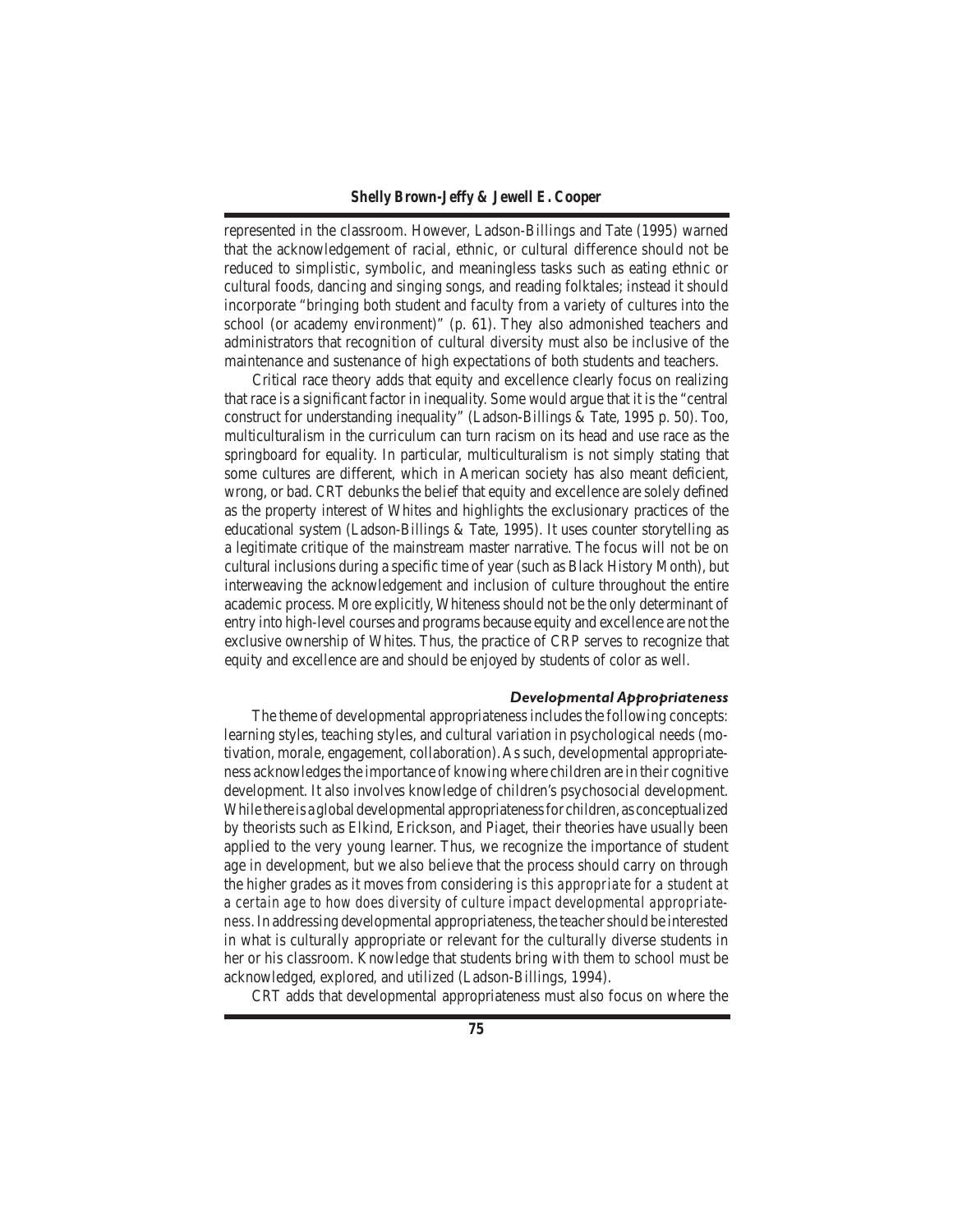represented in the classroom. However, Ladson-Billings and Tate (1995) warned that the acknowledgement of racial, ethnic, or cultural difference should not be reduced to simplistic, symbolic, and meaningless tasks such as eating ethnic or cultural foods, dancing and singing songs, and reading folktales; instead it should incorporate "bringing both student and faculty from a variety of cultures into the school (or academy environment)" (p. 61). They also admonished teachers and administrators that recognition of cultural diversity must also be inclusive of the maintenance and sustenance of high expectations of both students and teachers.

Critical race theory adds that equity and excellence clearly focus on realizing that race is a significant factor in inequality. Some would argue that it is the "central construct for understanding inequality" (Ladson-Billings & Tate, 1995 p. 50). Too, multiculturalism in the curriculum can turn racism on its head and use race as the springboard for equality. In particular, multiculturalism is not simply stating that some cultures are different, which in American society has also meant deficient, wrong, or bad. CRT debunks the belief that equity and excellence are solely defined as the property interest of Whites and highlights the exclusionary practices of the educational system (Ladson-Billings & Tate, 1995). It uses counter storytelling as a legitimate critique of the mainstream master narrative. The focus will not be on cultural inclusions during a specific time of year (such as Black History Month), but interweaving the acknowledgement and inclusion of culture throughout the entire academic process. More explicitly, Whiteness should not be the only determinant of entry into high-level courses and programs because equity and excellence are not the exclusive ownership of Whites. Thus, the practice of CRP serves to recognize that equity and excellence are and should be enjoyed by students of color as well.

#### *Developmental Appropriateness*

The theme of developmental appropriateness includes the following concepts: learning styles, teaching styles, and cultural variation in psychological needs (motivation, morale, engagement, collaboration). As such, developmental appropriateness acknowledges the importance of knowing where children are in their cognitive development. It also involves knowledge of children's psychosocial development. While there is a global developmental appropriateness for children, as conceptualized by theorists such as Elkind, Erickson, and Piaget, their theories have usually been applied to the very young learner. Thus, we recognize the importance of student age in development, but we also believe that the process should carry on through the higher grades as it moves from considering *is this appropriate for a student at a certain age to how does diversity of culture impact developmental appropriateness*. In addressing developmental appropriateness, the teacher should be interested in what is culturally appropriate or relevant for the culturally diverse students in her or his classroom. Knowledge that students bring with them to school must be acknowledged, explored, and utilized (Ladson-Billings, 1994).

CRT adds that developmental appropriateness must also focus on where the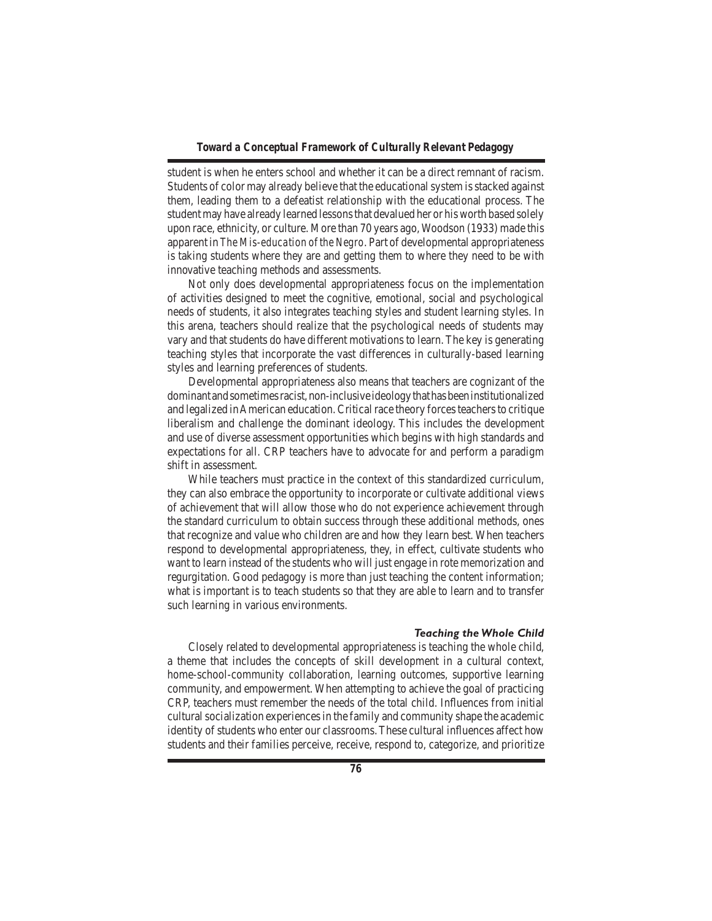student is when he enters school and whether it can be a direct remnant of racism. Students of color may already believe that the educational system is stacked against them, leading them to a defeatist relationship with the educational process. The student may have already learned lessons that devalued her or his worth based solely upon race, ethnicity, or culture. More than 70 years ago, Woodson (1933) made this apparent in *The Mis-education of the Negro*. Part of developmental appropriateness is taking students where they are and getting them to where they need to be with innovative teaching methods and assessments.

Not only does developmental appropriateness focus on the implementation of activities designed to meet the cognitive, emotional, social and psychological needs of students, it also integrates teaching styles and student learning styles. In this arena, teachers should realize that the psychological needs of students may vary and that students do have different motivations to learn. The key is generating teaching styles that incorporate the vast differences in culturally-based learning styles and learning preferences of students.

Developmental appropriateness also means that teachers are cognizant of the dominant and sometimes racist, non-inclusive ideology that has been institutionalized and legalized in American education. Critical race theory forces teachers to critique liberalism and challenge the dominant ideology. This includes the development and use of diverse assessment opportunities which begins with high standards and expectations for all. CRP teachers have to advocate for and perform a paradigm shift in assessment.

While teachers must practice in the context of this standardized curriculum, they can also embrace the opportunity to incorporate or cultivate additional views of achievement that will allow those who do not experience achievement through the standard curriculum to obtain success through these additional methods, ones that recognize and value who children are and how they learn best. When teachers respond to developmental appropriateness, they, in effect, cultivate students who want to learn instead of the students who will just engage in rote memorization and regurgitation. Good pedagogy is more than just teaching the content information; what is important is to teach students so that they are able to learn and to transfer such learning in various environments.

### *Teaching the Whole Child*

Closely related to developmental appropriateness is teaching the whole child, a theme that includes the concepts of skill development in a cultural context, home-school-community collaboration, learning outcomes, supportive learning community, and empowerment. When attempting to achieve the goal of practicing CRP, teachers must remember the needs of the total child. Influences from initial cultural socialization experiences in the family and community shape the academic identity of students who enter our classrooms. These cultural influences affect how students and their families perceive, receive, respond to, categorize, and prioritize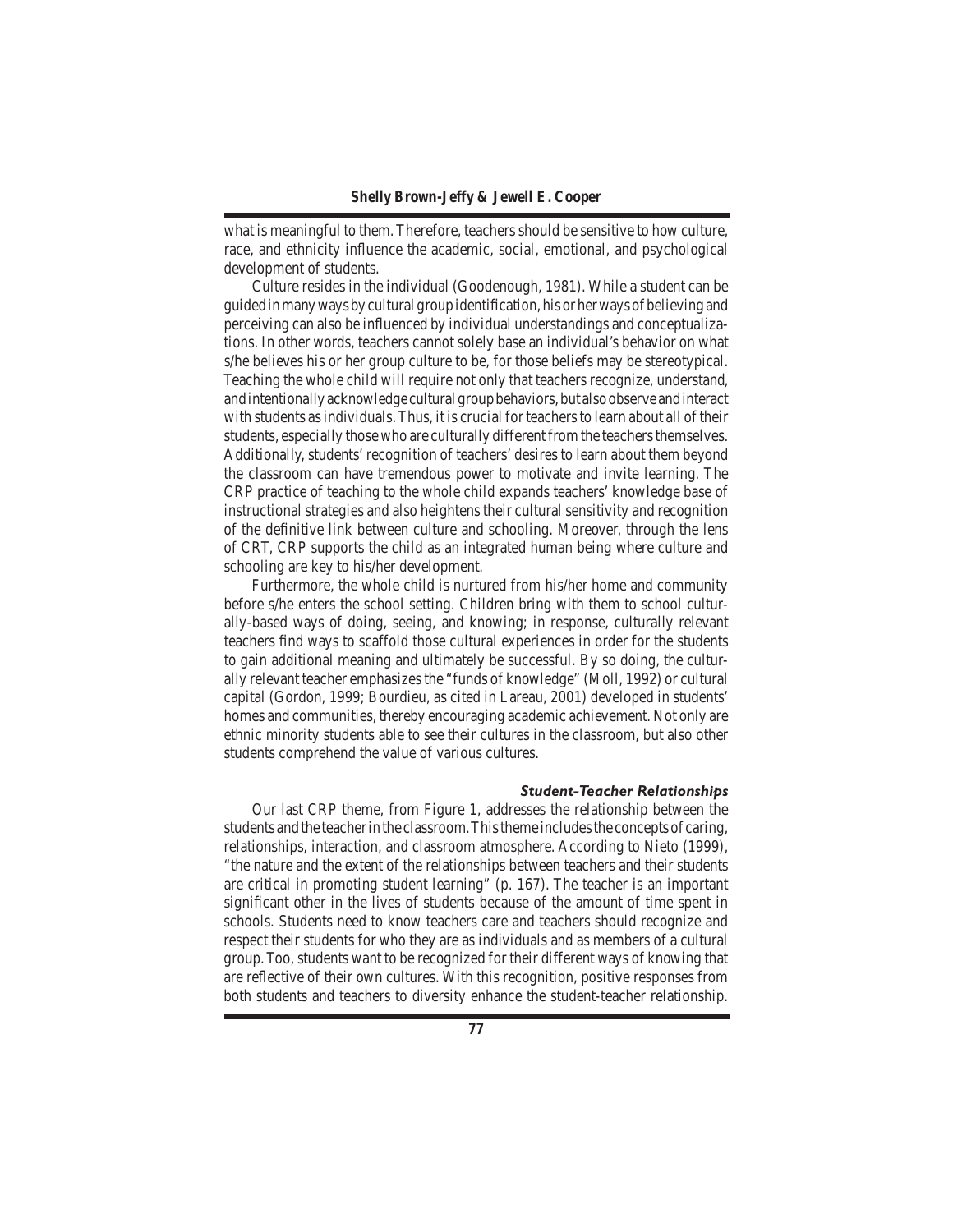what is meaningful to them. Therefore, teachers should be sensitive to how culture, race, and ethnicity influence the academic, social, emotional, and psychological development of students.

Culture resides in the individual (Goodenough, 1981). While a student can be guided in many ways by cultural group identification, his or her ways of believing and perceiving can also be influenced by individual understandings and conceptualizations. In other words, teachers cannot solely base an individual's behavior on what s/he believes his or her group culture to be, for those beliefs may be stereotypical. Teaching the whole child will require not only that teachers recognize, understand, and intentionally acknowledge cultural group behaviors, but also observe and interact with students as individuals. Thus, it is crucial for teachers to learn about all of their students, especially those who are culturally different from the teachers themselves. Additionally, students' recognition of teachers' desires to learn about them beyond the classroom can have tremendous power to motivate and invite learning. The CRP practice of teaching to the whole child expands teachers' knowledge base of instructional strategies and also heightens their cultural sensitivity and recognition of the definitive link between culture and schooling. Moreover, through the lens of CRT, CRP supports the child as an integrated human being where culture and schooling are key to his/her development.

Furthermore, the whole child is nurtured from his/her home and community before s/he enters the school setting. Children bring with them to school culturally-based ways of doing, seeing, and knowing; in response, culturally relevant teachers find ways to scaffold those cultural experiences in order for the students to gain additional meaning and ultimately be successful. By so doing, the culturally relevant teacher emphasizes the "funds of knowledge" (Moll, 1992) or cultural capital (Gordon, 1999; Bourdieu, as cited in Lareau, 2001) developed in students' homes and communities, thereby encouraging academic achievement. Not only are ethnic minority students able to see their cultures in the classroom, but also other students comprehend the value of various cultures.

### *Student-Teacher Relationships*

Our last CRP theme, from Figure 1, addresses the relationship between the students and the teacher in the classroom. This theme includes the concepts of caring, relationships, interaction, and classroom atmosphere. According to Nieto (1999), "the nature and the extent of the relationships between teachers and their students are critical in promoting student learning" (p. 167). The teacher is an important significant other in the lives of students because of the amount of time spent in schools. Students need to know teachers care and teachers should recognize and respect their students for who they are as individuals and as members of a cultural group. Too, students want to be recognized for their different ways of knowing that are reflective of their own cultures. With this recognition, positive responses from both students and teachers to diversity enhance the student-teacher relationship.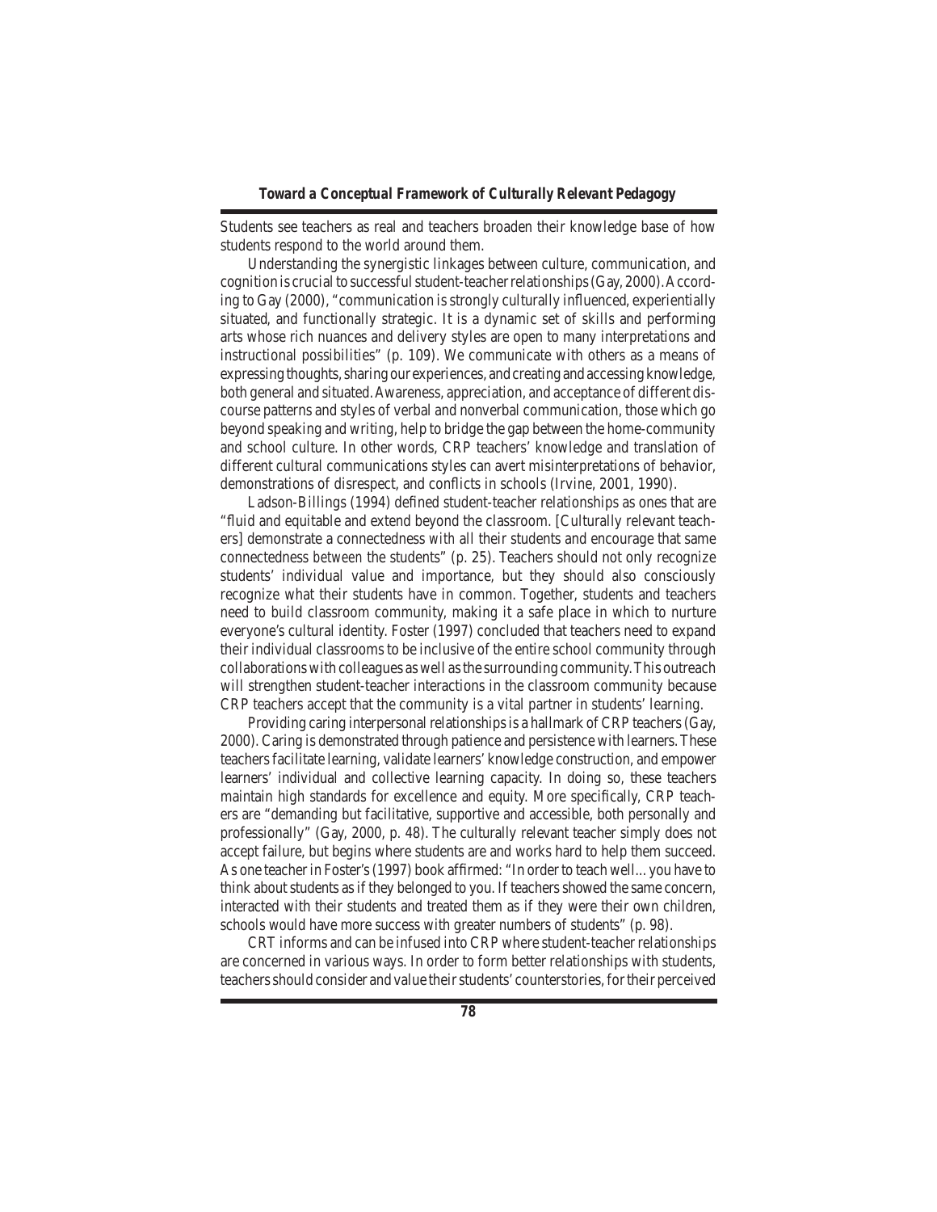Students see teachers as real and teachers broaden their knowledge base of how students respond to the world around them.

Understanding the synergistic linkages between culture, communication, and cognition is crucial to successful student-teacher relationships (Gay, 2000). According to Gay (2000), "communication is strongly culturally influenced, experientially situated, and functionally strategic. It is a dynamic set of skills and performing arts whose rich nuances and delivery styles are open to many interpretations and instructional possibilities" (p. 109). We communicate with others as a means of expressing thoughts, sharing our experiences, and creating and accessing knowledge, both general and situated. Awareness, appreciation, and acceptance of different discourse patterns and styles of verbal and nonverbal communication, those which go beyond speaking and writing, help to bridge the gap between the home-community and school culture. In other words, CRP teachers' knowledge and translation of different cultural communications styles can avert misinterpretations of behavior, demonstrations of disrespect, and conflicts in schools (Irvine, 2001, 1990).

Ladson-Billings (1994) defined student-teacher relationships as ones that are "fluid and equitable and extend beyond the classroom. [Culturally relevant teachers] demonstrate a connectedness *with* all their students and encourage that same connectedness *between* the students" (p. 25). Teachers should not only recognize students' individual value and importance, but they should also consciously recognize what their students have in common. Together, students and teachers need to build classroom community, making it a safe place in which to nurture everyone's cultural identity. Foster (1997) concluded that teachers need to expand their individual classrooms to be inclusive of the entire school community through collaborations with colleagues as well as the surrounding community. This outreach will strengthen student-teacher interactions in the classroom community because CRP teachers accept that the community is a vital partner in students' learning.

Providing caring interpersonal relationships is a hallmark of CRP teachers (Gay, 2000). Caring is demonstrated through patience and persistence with learners. These teachers facilitate learning, validate learners' knowledge construction, and empower learners' individual and collective learning capacity. In doing so, these teachers maintain high standards for excellence and equity. More specifically, CRP teachers are "demanding but facilitative, supportive and accessible, both personally and professionally" (Gay, 2000, p. 48). The culturally relevant teacher simply does not accept failure, but begins where students are and works hard to help them succeed. As one teacher in Foster's (1997) book affirmed: "In order to teach well... you have to think about students as if they belonged to you. If teachers showed the same concern, interacted with their students and treated them as if they were their own children, schools would have more success with greater numbers of students" (p. 98).

CRT informs and can be infused into CRP where student-teacher relationships are concerned in various ways. In order to form better relationships with students, teachers should consider and value their students' counterstories, for their perceived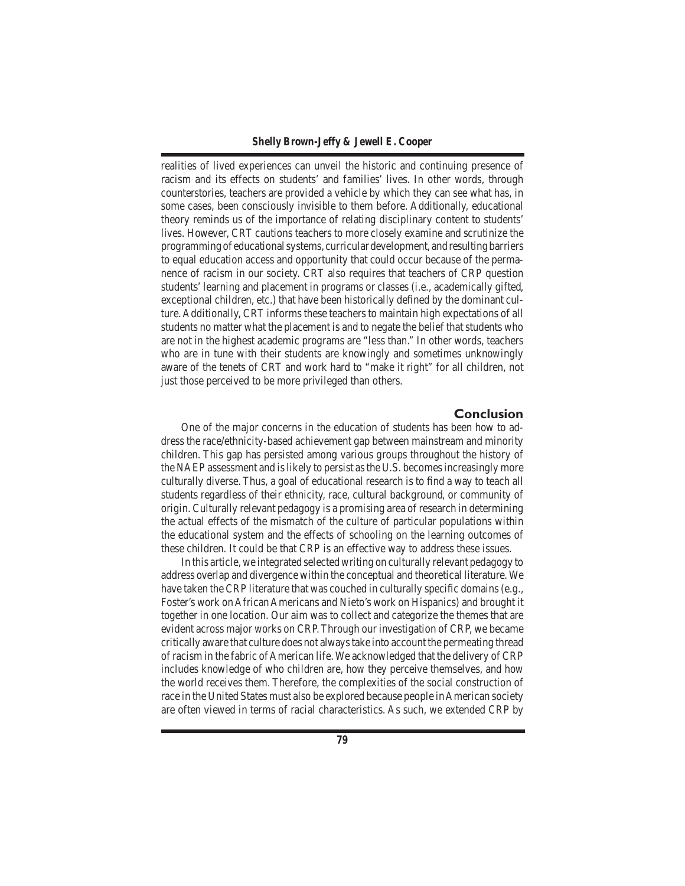realities of lived experiences can unveil the historic and continuing presence of racism and its effects on students' and families' lives. In other words, through counterstories, teachers are provided a vehicle by which they can see what has, in some cases, been consciously invisible to them before. Additionally, educational theory reminds us of the importance of relating disciplinary content to students' lives. However, CRT cautions teachers to more closely examine and scrutinize the programming of educational systems, curricular development, and resulting barriers to equal education access and opportunity that could occur because of the permanence of racism in our society. CRT also requires that teachers of CRP question students' learning and placement in programs or classes (i.e., academically gifted, exceptional children, etc.) that have been historically defined by the dominant culture. Additionally, CRT informs these teachers to maintain high expectations of all students no matter what the placement is and to negate the belief that students who are not in the highest academic programs are "less than." In other words, teachers who are in tune with their students are knowingly and sometimes unknowingly aware of the tenets of CRT and work hard to "make it right" for all children, not just those perceived to be more privileged than others.

## Conclusion

One of the major concerns in the education of students has been how to address the race/ethnicity-based achievement gap between mainstream and minority children. This gap has persisted among various groups throughout the history of the NAEP assessment and is likely to persist as the U.S. becomes increasingly more culturally diverse. Thus, a goal of educational research is to find a way to teach all students regardless of their ethnicity, race, cultural background, or community of origin. Culturally relevant pedagogy is a promising area of research in determining the actual effects of the mismatch of the culture of particular populations within the educational system and the effects of schooling on the learning outcomes of these children. It could be that CRP is an effective way to address these issues.

In this article, we integrated selected writing on culturally relevant pedagogy to address overlap and divergence within the conceptual and theoretical literature. We have taken the CRP literature that was couched in culturally specific domains (e.g., Foster's work on African Americans and Nieto's work on Hispanics) and brought it together in one location. Our aim was to collect and categorize the themes that are evident across major works on CRP. Through our investigation of CRP, we became critically aware that culture does not always take into account the permeating thread of racism in the fabric of American life. We acknowledged that the delivery of CRP includes knowledge of who children are, how they perceive themselves, and how the world receives them. Therefore, the complexities of the social construction of race in the United States must also be explored because people in American society are often viewed in terms of racial characteristics. As such, we extended CRP by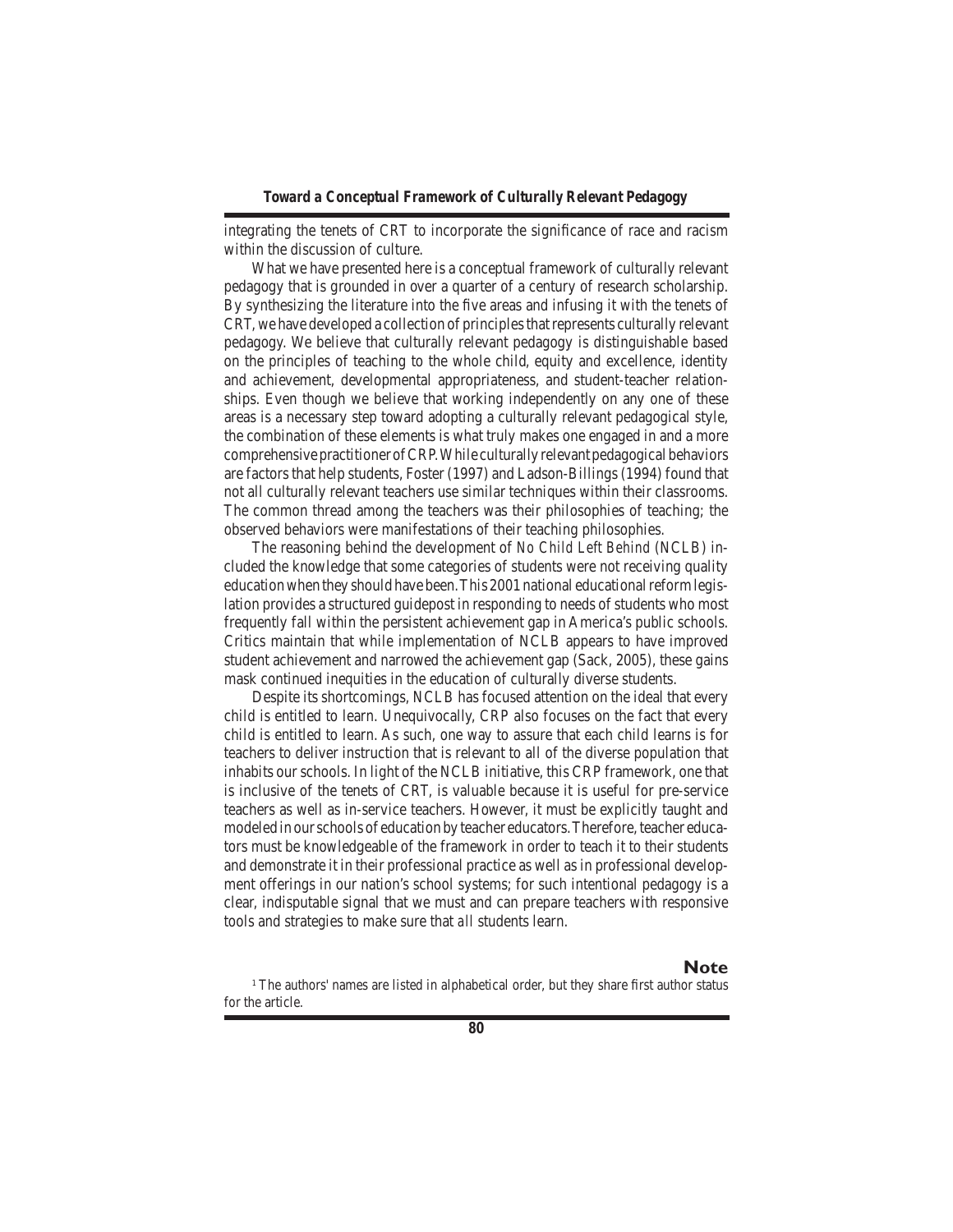integrating the tenets of CRT to incorporate the significance of race and racism within the discussion of culture.

What we have presented here is a conceptual framework of culturally relevant pedagogy that is grounded in over a quarter of a century of research scholarship. By synthesizing the literature into the five areas and infusing it with the tenets of CRT, we have developed a collection of principles that represents culturally relevant pedagogy. We believe that culturally relevant pedagogy is distinguishable based on the principles of teaching to the whole child, equity and excellence, identity and achievement, developmental appropriateness, and student-teacher relationships. Even though we believe that working independently on any one of these areas is a necessary step toward adopting a culturally relevant pedagogical style, the combination of these elements is what truly makes one engaged in and a more comprehensive practitioner of CRP. While culturally relevant pedagogical behaviors are factors that help students, Foster (1997) and Ladson-Billings (1994) found that not all culturally relevant teachers use similar techniques within their classrooms. The common thread among the teachers was their philosophies of teaching; the observed behaviors were manifestations of their teaching philosophies.

The reasoning behind the development of *No Child Left Behind* (NCLB) included the knowledge that some categories of students were not receiving quality education when they should have been. This 2001 national educational reform legislation provides a structured guidepost in responding to needs of students who most frequently fall within the persistent achievement gap in America's public schools. Critics maintain that while implementation of NCLB appears to have improved student achievement and narrowed the achievement gap (Sack, 2005), these gains mask continued inequities in the education of culturally diverse students.

Despite its shortcomings, NCLB has focused attention on the ideal that every child is entitled to learn. Unequivocally, CRP also focuses on the fact that every child is entitled to learn. As such, one way to assure that each child learns is for teachers to deliver instruction that is relevant to all of the diverse population that inhabits our schools. In light of the NCLB initiative, this CRP framework, one that is inclusive of the tenets of CRT, is valuable because it is useful for pre-service teachers as well as in-service teachers. However, it must be explicitly taught and modeled in our schools of education by teacher educators. Therefore, teacher educators must be knowledgeable of the framework in order to teach it to their students and demonstrate it in their professional practice as well as in professional development offerings in our nation's school systems; for such intentional pedagogy is a clear, indisputable signal that we must and can prepare teachers with responsive tools and strategies to make sure that *all* students learn.

## Note

[1] The authors' names are listed in alphabetical order, but they share first author status for the article.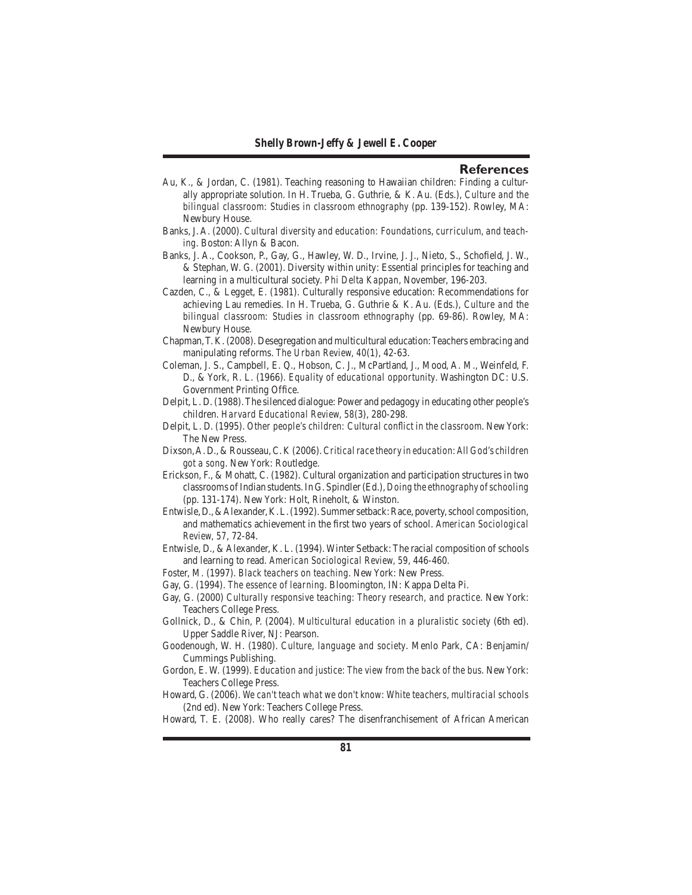## References

Au, K., & Jordan, C. (1981). Teaching reasoning to Hawaiian children: Finding a culturally appropriate solution. In H. Trueba, G. Guthrie, & K. Au. (Eds.), *Culture and the bilingual classroom: Studies in classroom ethnography* (pp. 139-152). Rowley, MA: Newbury House.

Banks, J. A. (2000). *Cultural diversity and education: Foundations, curriculum, and teaching*. Boston: Allyn & Bacon.

Banks, J. A., Cookson, P., Gay, G., Hawley, W. D., Irvine, J. J., Nieto, S., Schofield, J. W., & Stephan, W. G. (2001). Diversity within unity: Essential principles for teaching and learning in a multicultural society. *Phi Delta Kappan*, November, 196-203.

Cazden, C., & Legget, E. (1981). Culturally responsive education: Recommendations for achieving Lau remedies. In H. Trueba, G. Guthrie & K. Au. (Eds.), *Culture and the bilingual classroom: Studies in classroom ethnography* (pp. 69-86). Rowley, MA: Newbury House.

Chapman, T. K. (2008). Desegregation and multicultural education: Teachers embracing and manipulating reforms. *The Urban Review*, *40*(1), 42-63.

Coleman, J. S., Campbell, E. Q., Hobson, C. J., McPartland, J., Mood, A. M., Weinfeld, F. D., & York, R. L. (1966). *Equality of educational opportunity*. Washington DC: U.S. Government Printing Office.

Delpit, L. D. (1988). The silenced dialogue: Power and pedagogy in educating other people's children. *Harvard Educational Review*, *58*(3), 280-298.

Delpit, L. D. (1995). *Other people's children: Cultural conflict in the classroom*. New York: The New Press.

Dixson, A. D., & Rousseau, C. K (2006). *Critical race theory in education: All God's children got a song*. New York: Routledge.

Erickson, F., & Mohatt, C. (1982). Cultural organization and participation structures in two classrooms of Indian students. In G. Spindler (Ed.), *Doing the ethnography of schooling* (pp. 131-174). New York: Holt, Rineholt, & Winston.

Entwisle, D., & Alexander, K. L. (1992). Summer setback: Race, poverty, school composition, and mathematics achievement in the first two years of school. *American Sociological Review, 57*, 72-84.

Entwisle, D., & Alexander, K. L. (1994). Winter Setback: The racial composition of schools and learning to read. *American Sociological Review, 59*, 446-460.

Foster, M. (1997). *Black teachers on teaching*. New York: New Press.

Gay, G. (1994). *The essence of learning*. Bloomington, IN: Kappa Delta Pi.

Gay, G. (2000) *Culturally responsive teaching: Theory research, and practice*. New York: Teachers College Press.

Gollnick, D., & Chin, P. (2004). *Multicultural education in a pluralistic society* (6th ed). Upper Saddle River, NJ: Pearson.

Goodenough, W. H. (1980). *Culture, language and society*. Menlo Park, CA: Benjamin/Cummings Publishing.

Gordon, E. W. (1999). *Education and justice: The view from the back of the bus*. New York: Teachers College Press.

Howard, G. (2006). *We can't teach what we don't know: White teachers, multiracial schools* (2nd ed). New York: Teachers College Press.

Howard, T. E. (2008). Who really cares? The disenfranchisement of African American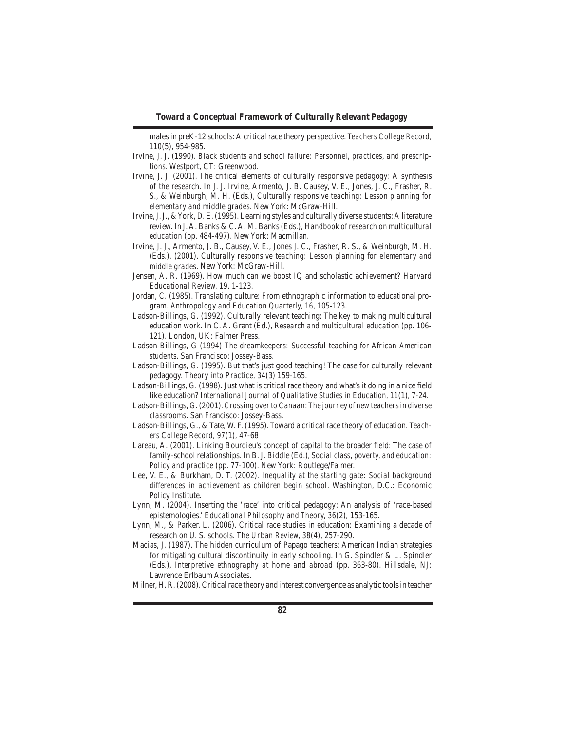males in preK-12 schools: A critical race theory perspective. *Teachers College Record, 110*(5), 954-985.

Irvine, J. J. (1990). *Black students and school failure: Personnel, practices, and prescriptions*. Westport, CT: Greenwood.

Irvine, J. J. (2001). The critical elements of culturally responsive pedagogy: A synthesis of the research. In J. J. Irvine, Armento, J. B. Causey, V. E., Jones, J. C., Frasher, R. S., & Weinburgh, M. H. (Eds.), *Culturally responsive teaching: Lesson planning for elementary and middle grades*. New York: McGraw-Hill.

Irvine, J. J., & York, D. E. (1995). Learning styles and culturally diverse students: A literature review. In J. A. Banks & C. A. M. Banks (Eds.), *Handbook of research on multicultural education* (pp. 484-497). New York: Macmillan.

Irvine, J. J., Armento, J. B., Causey, V. E., Jones J. C., Frasher, R. S., & Weinburgh, M. H. (Eds.). (2001). *Culturally responsive teaching: Lesson planning for elementary and middle grades*. New York: McGraw-Hill.

Jensen, A. R. (1969). How much can we boost IQ and scholastic achievement? *Harvard Educational Review, 19*, 1-123.

Jordan, C. (1985). Translating culture: From ethnographic information to educational program. *Anthropology and Education Quarterly*, 16, 105-123.

Ladson-Billings, G. (1992). Culturally relevant teaching: The key to making multicultural education work. In C. A. Grant (Ed.), *Research and multicultural education* (pp. 106-121). London, UK: Falmer Press.

Ladson-Billings, G (1994) *The dreamkeepers: Successful teaching for African-American students*. San Francisco: Jossey-Bass.

Ladson-Billings, G. (1995). But that's just good teaching! The case for culturally relevant pedagogy. *Theory into Practice, 34*(3) 159-165.

Ladson-Billings, G. (1998). Just what is critical race theory and what's it doing in a nice field like education? *International Journal of Qualitative Studies in Education*, 11(1), 7-24.

Ladson-Billings, G. (2001). *Crossing over to Canaan: The journey of new teachers in diverse classrooms*. San Francisco: Jossey-Bass.

Ladson-Billings, G., & Tate, W. F. (1995). Toward a critical race theory of education. *Teachers College Record, 97*(1), 47-68

Lareau, A. (2001). Linking Bourdieu's concept of capital to the broader field: The case of family-school relationships. In B. J. Biddle (Ed.), *Social class, poverty, and education: Policy and practice* (pp. 77-100). New York: Routlege/Falmer.

Lee, V. E., & Burkham, D. T. (2002). *Inequality at the starting gate: Social background differences in achievement as children begin school*. Washington, D.C.: Economic Policy Institute.

Lynn, M. (2004). Inserting the 'race' into critical pedagogy: An analysis of 'race-based epistemologies.' *Educational Philosophy and Theory*, 36(2), 153-165.

Lynn, M., & Parker. L. (2006). Critical race studies in education: Examining a decade of research on U. S. schools. *The Urban Review, 38*(4), 257-290.

Macias, J. (1987). The hidden curriculum of Papago teachers: American Indian strategies for mitigating cultural discontinuity in early schooling. In G. Spindler & L. Spindler (Eds.), *Interpretive ethnography at home and abroad* (pp. 363-80). Hillsdale, NJ: Lawrence Erlbaum Associates.

Milner, H. R. (2008). Critical race theory and interest convergence as analytic tools in teacher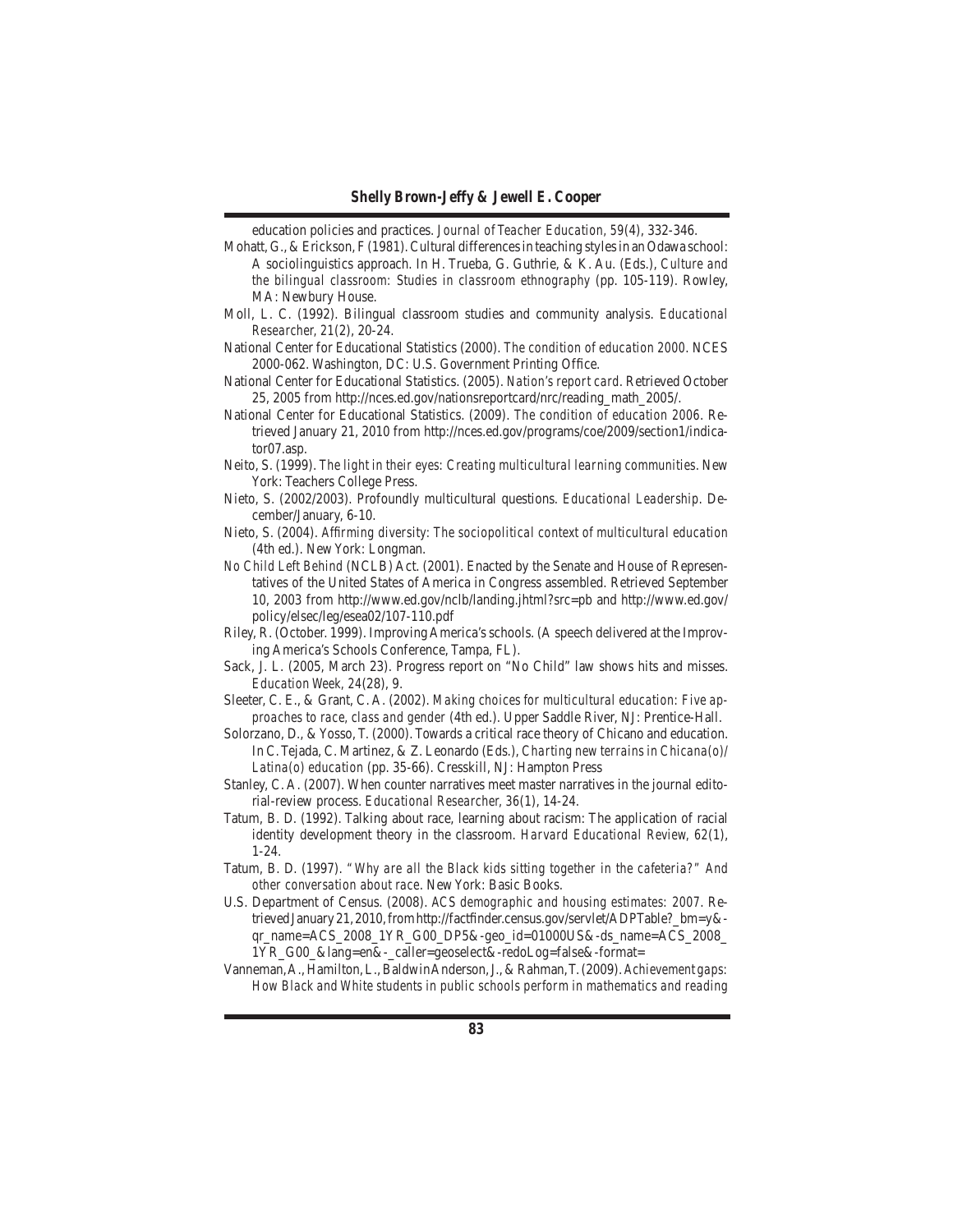education policies and practices. *Journal of Teacher Education, 59*(4), 332-346.

Mohatt, G., & Erickson, F (1981). Cultural differences in teaching styles in an Odawa school: A sociolinguistics approach. In H. Trueba, G. Guthrie, & K. Au. (Eds.), *Culture and the bilingual classroom: Studies in classroom ethnography* (pp. 105-119). Rowley, MA: Newbury House.

Moll, L. C. (1992). Bilingual classroom studies and community analysis. *Educational Researcher*, 21(2), 20-24.

National Center for Educational Statistics (2000). *The condition of education 2000*. NCES 2000-062. Washington, DC: U.S. Government Printing Office.

National Center for Educational Statistics. (2005). *Nation's report card*. Retrieved October 25, 2005 from http://nces.ed.gov/nationsreportcard/nrc/reading_math_2005/.

National Center for Educational Statistics. (2009). *The condition of education 2006*. Retrieved January 21, 2010 from http://nces.ed.gov/programs/coe/2009/section1/indicator07.asp.

Neito, S. (1999). *The light in their eyes: Creating multicultural learning communities*. New York: Teachers College Press.

Nieto, S. (2002/2003). Profoundly multicultural questions. *Educational Leadership*. December/January, 6-10.

Nieto, S. (2004). *Affirming diversity: The sociopolitical context of multicultural education* (4th ed.). New York: Longman.

*No Child Left Behind* (NCLB) Act. (2001). Enacted by the Senate and House of Representatives of the United States of America in Congress assembled. Retrieved September 10, 2003 from http://www.ed.gov/nclb/landing.jhtml?src=pb and http://www.ed.gov/policy/elsec/leg/esea02/107-110.pdf

Riley, R. (October. 1999). Improving America's schools. (A speech delivered at the Improving America's Schools Conference, Tampa, FL).

Sack, J. L. (2005, March 23). Progress report on "No Child" law shows hits and misses. *Education Week*, 24(28), 9.

Sleeter, C. E., & Grant, C. A. (2002). *Making choices for multicultural education: Five approaches to race, class and gender* (4th ed.). Upper Saddle River, NJ: Prentice-Hall.

Solorzano, D., & Yosso, T. (2000). Towards a critical race theory of Chicano and education. In C. Tejada, C. Martinez, & Z. Leonardo (Eds.), *Charting new terrains in Chicana(o)/Latina(o) education* (pp. 35-66). Cresskill, NJ: Hampton Press

Stanley, C. A. (2007). When counter narratives meet master narratives in the journal editorial-review process. *Educational Researcher*, 36(1), 14-24.

Tatum, B. D. (1992). Talking about race, learning about racism: The application of racial identity development theory in the classroom. *Harvard Educational Review*, 62(1), 1-24.

Tatum, B. D. (1997). *"Why are all the Black kids sitting together in the cafeteria?" And other conversation about race*. New York: Basic Books.

U.S. Department of Census. (2008). *ACS demographic and housing estimates: 2007*. Retrieved January 21, 2010, from http://factfinder.census.gov/servlet/ADPTable?_bm=y&-qr_name=ACS_2008_1YR_G00_DP5&-geo_id=01000US&-ds_name=ACS_2008_1YR_G00_&lang=en&-_caller=geoselect&-redoLog=false&-format=

Vanneman, A., Hamilton, L., Baldwin Anderson, J., & Rahman, T. (2009). *Achievement gaps: How Black and White students in public schools perform in mathematics and reading*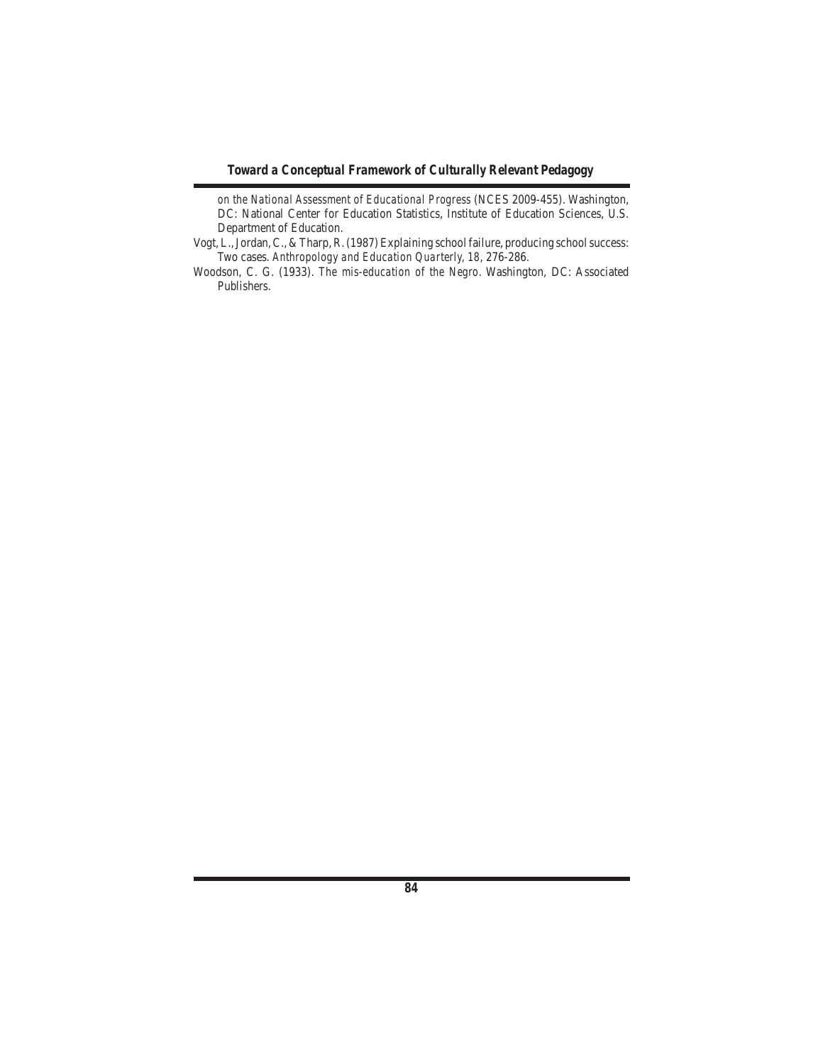on the *National Assessment of Educational Progress* (NCES 2009-455). Washington, DC: National Center for Education Statistics, Institute of Education Sciences, U.S. Department of Education.

Vogt, L., Jordan, C., & Tharp, R. (1987) Explaining school failure, producing school success: Two cases. *Anthropology and Education Quarterly, 18*, 276-286.

Woodson, C. G. (1933). *The mis-education of the Negro*. Washington, DC: Associated Publishers.